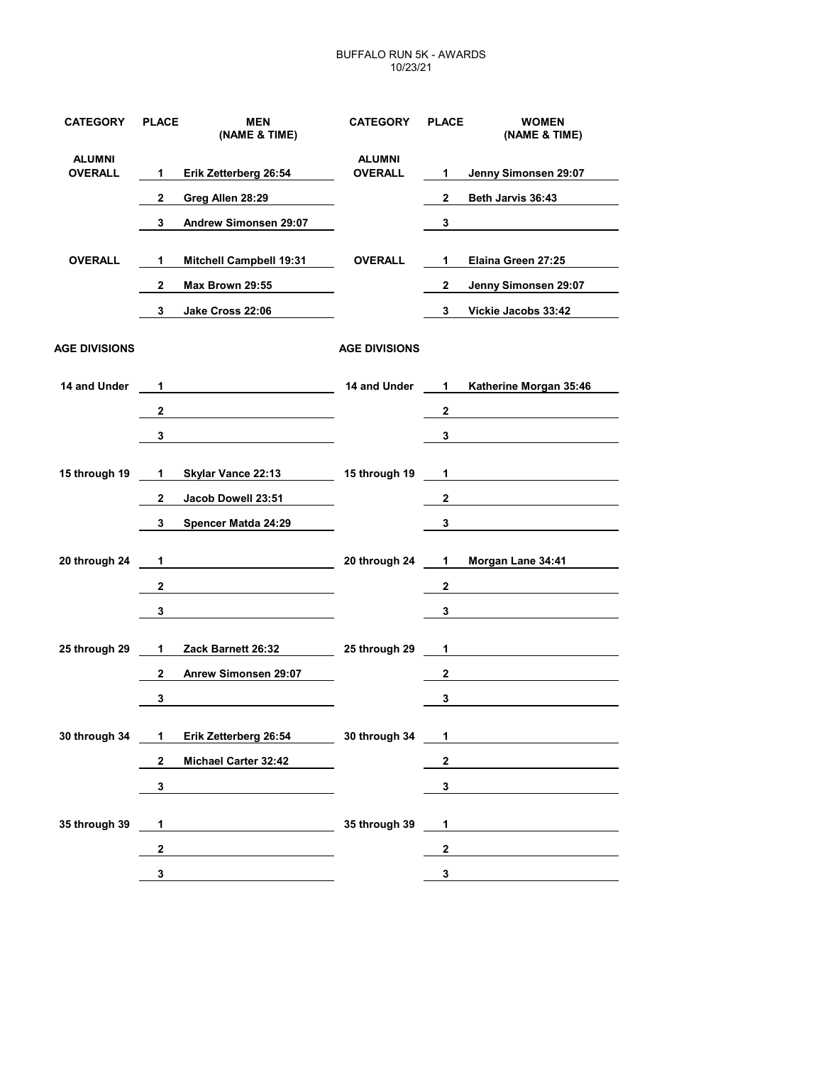# BUFFALO RUN 5K - AWARDS

10/23/21

| CATEGORY | PLACE | MEN (NAME & TIME) | CATEGORY | PLACE | WOMEN (NAME & TIME) |
|---|---|---|---|---|---|
| ALUMNI OVERALL | 1 | Erik Zetterberg 26:54 | ALUMNI OVERALL | 1 | Jenny Simonsen 29:07 |
| | 2 | Greg Allen 28:29 | | 2 | Beth Jarvis 36:43 |
| | 3 | Andrew Simonsen 29:07 | | 3 | |
| OVERALL | 1 | Mitchell Campbell 19:31 | OVERALL | 1 | Elaina Green 27:25 |
| | 2 | Max Brown 29:55 | | 2 | Jenny Simonsen 29:07 |
| | 3 | Jake Cross 22:06 | | 3 | Vickie Jacobs 33:42 |
| **AGE DIVISIONS** | | | **AGE DIVISIONS** | | |
| 14 and Under | 1 | | 14 and Under | 1 | Katherine Morgan 35:46 |
| | 2 | | | 2 | |
| | 3 | | | 3 | |
| 15 through 19 | 1 | Skylar Vance 22:13 | 15 through 19 | 1 | |
| | 2 | Jacob Dowell 23:51 | | 2 | |
| | 3 | Spencer Matda 24:29 | | 3 | |
| 20 through 24 | 1 | | 20 through 24 | 1 | Morgan Lane 34:41 |
| | 2 | | | 2 | |
| | 3 | | | 3 | |
| 25 through 29 | 1 | Zack Barnett 26:32 | 25 through 29 | 1 | |
| | 2 | Anrew Simonsen 29:07 | | 2 | |
| | 3 | | | 3 | |
| 30 through 34 | 1 | Erik Zetterberg 26:54 | 30 through 34 | 1 | |
| | 2 | Michael Carter 32:42 | | 2 | |
| | 3 | | | 3 | |
| 35 through 39 | 1 | | 35 through 39 | 1 | |
| | 2 | | | 2 | |
| | 3 | | | 3 | |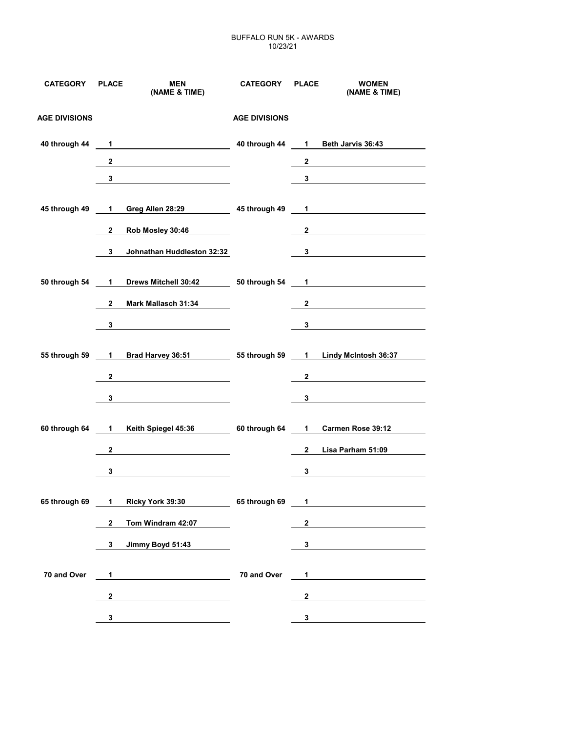BUFFALO RUN 5K - AWARDS
10/23/21

| CATEGORY | PLACE | MEN (NAME & TIME) | CATEGORY | PLACE | WOMEN (NAME & TIME) |
|---|---|---|---|---|---|
| **AGE DIVISIONS** | | | **AGE DIVISIONS** | | |
| 40 through 44 | 1 | | 40 through 44 | 1 | Beth Jarvis 36:43 |
| | 2 | | | 2 | |
| | 3 | | | 3 | |
| 45 through 49 | 1 | Greg Allen 28:29 | 45 through 49 | 1 | |
| | 2 | Rob Mosley 30:46 | | 2 | |
| | 3 | Johnathan Huddleston 32:32 | | 3 | |
| 50 through 54 | 1 | Drews Mitchell 30:42 | 50 through 54 | 1 | |
| | 2 | Mark Mallasch 31:34 | | 2 | |
| | 3 | | | 3 | |
| 55 through 59 | 1 | Brad Harvey 36:51 | 55 through 59 | 1 | Lindy McIntosh 36:37 |
| | 2 | | | 2 | |
| | 3 | | | 3 | |
| 60 through 64 | 1 | Keith Spiegel 45:36 | 60 through 64 | 1 | Carmen Rose 39:12 |
| | 2 | | | 2 | Lisa Parham 51:09 |
| | 3 | | | 3 | |
| 65 through 69 | 1 | Ricky York 39:30 | 65 through 69 | 1 | |
| | 2 | Tom Windram 42:07 | | 2 | |
| | 3 | Jimmy Boyd 51:43 | | 3 | |
| 70 and Over | 1 | | 70 and Over | 1 | |
| | 2 | | | 2 | |
| | 3 | | | 3 | |